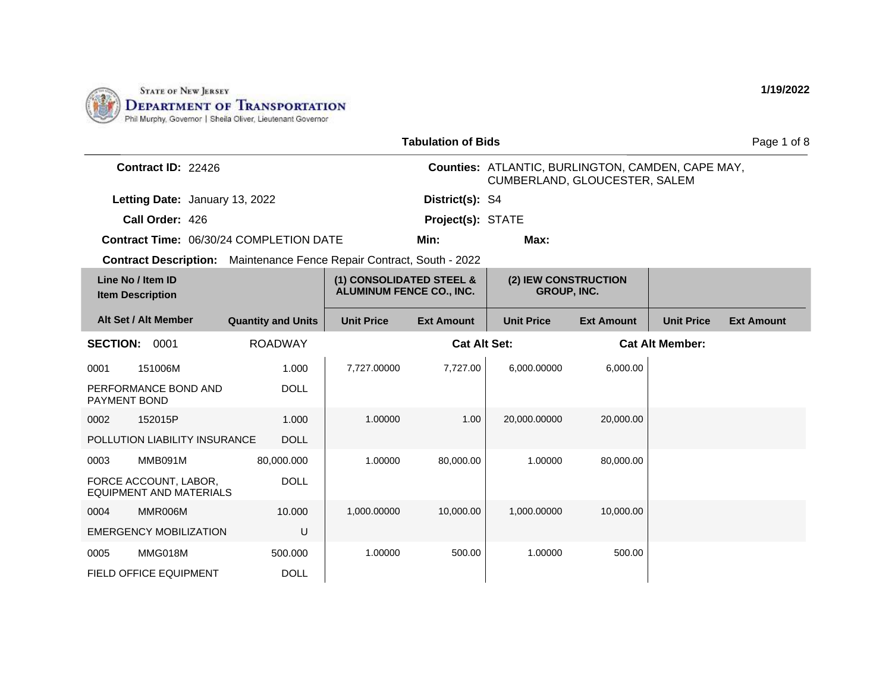STATE OF NEW JERSEY
DEPARTMENT OF TRANSPORTATION
Phil Murphy, Governor | Sheila Oliver, Lieutenant Governor

1/19/2022

## Tabulation of Bids

**Contract ID:** 22426
**Letting Date:** January 13, 2022
**Call Order:** 426
**Contract Time:** 06/30/24 COMPLETION DATE
**Contract Description:** Maintenance Fence Repair Contract, South - 2022

**Counties:** ATLANTIC, BURLINGTON, CAMDEN, CAPE MAY, CUMBERLAND, GLOUCESTER, SALEM
**District(s):** S4
**Project(s):** STATE
**Min:**
**Max:**

| Line No / Item ID / Item Description / Alt Set / Alt Member | Quantity and Units | (1) CONSOLIDATED STEEL & ALUMINUM FENCE CO., INC. | | (2) IEW CONSTRUCTION GROUP, INC. | | | |
|---|---|---|---|---|---|---|---|
| | | Unit Price | Ext Amount | Unit Price | Ext Amount | Unit Price | Ext Amount |
| **SECTION: 0001** | ROADWAY | | **Cat Alt Set:** | | **Cat Alt Member:** | | |
| 0001 151006M PERFORMANCE BOND AND PAYMENT BOND | 1.000 DOLL | 7,727.00000 | 7,727.00 | 6,000.00000 | 6,000.00 | | |
| 0002 152015P POLLUTION LIABILITY INSURANCE | 1.000 DOLL | 1.00000 | 1.00 | 20,000.00000 | 20,000.00 | | |
| 0003 MMB091M FORCE ACCOUNT, LABOR, EQUIPMENT AND MATERIALS | 80,000.000 DOLL | 1.00000 | 80,000.00 | 1.00000 | 80,000.00 | | |
| 0004 MMR006M EMERGENCY MOBILIZATION | 10.000 U | 1,000.00000 | 10,000.00 | 1,000.00000 | 10,000.00 | | |
| 0005 MMG018M FIELD OFFICE EQUIPMENT | 500.000 DOLL | 1.00000 | 500.00 | 1.00000 | 500.00 | | |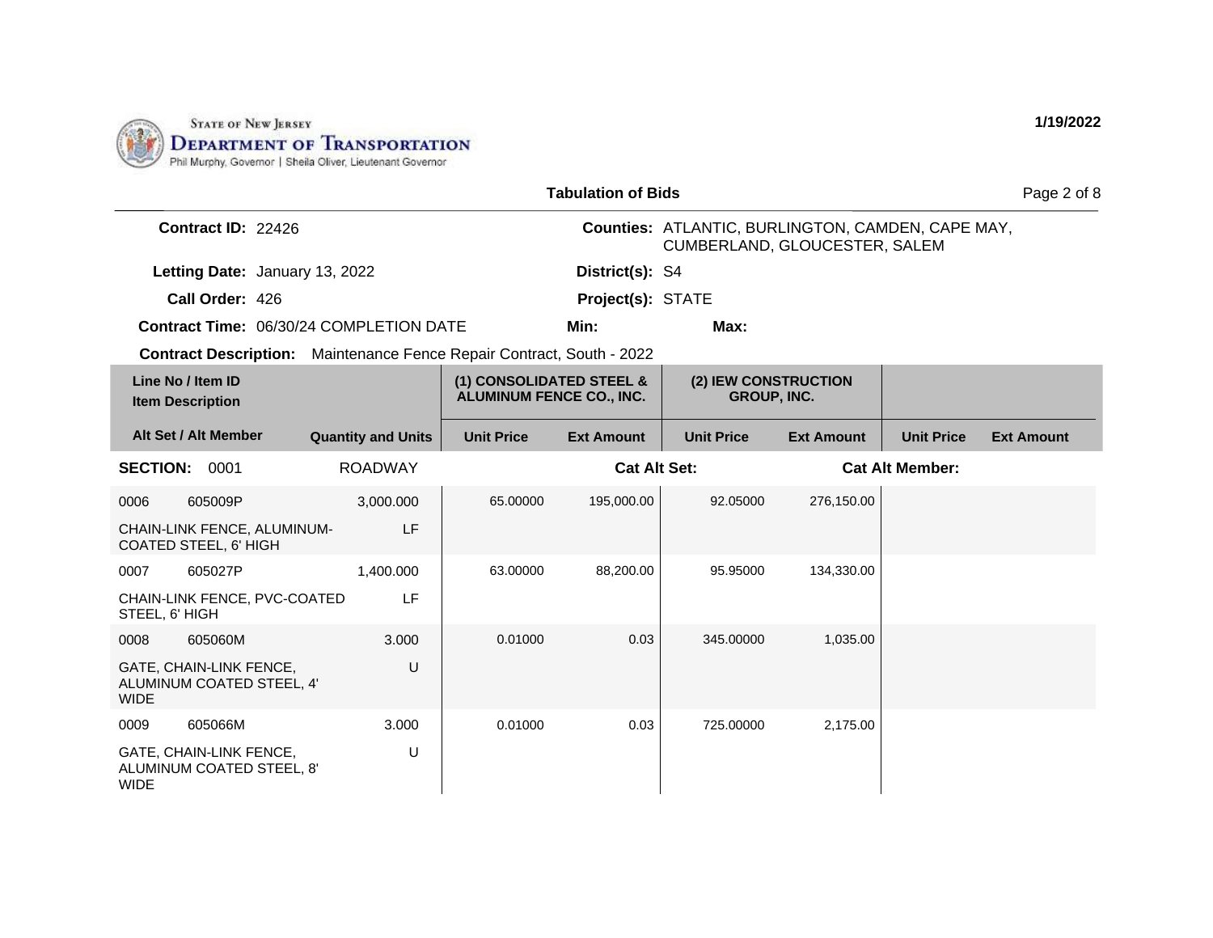STATE OF NEW JERSEY
DEPARTMENT OF TRANSPORTATION
Phil Murphy, Governor | Sheila Oliver, Lieutenant Governor

1/19/2022

**Tabulation of Bids**

**Contract ID:** 22426

**Counties:** ATLANTIC, BURLINGTON, CAMDEN, CAPE MAY, CUMBERLAND, GLOUCESTER, SALEM

**Letting Date:** January 13, 2022

**District(s):** S4

**Call Order:** 426

**Project(s):** STATE

**Contract Time:** 06/30/24 COMPLETION DATE

**Min:**

**Max:**

**Contract Description:** Maintenance Fence Repair Contract, South - 2022

| Line No / Item ID / Item Description / Alt Set / Alt Member | Quantity and Units | (1) CONSOLIDATED STEEL & ALUMINUM FENCE CO., INC. Unit Price | Ext Amount | (2) IEW CONSTRUCTION GROUP, INC. Unit Price | Ext Amount | Unit Price | Ext Amount |
|---|---|---|---|---|---|---|---|
| **SECTION: 0001** ROADWAY | | **Cat Alt Set:** | | | **Cat Alt Member:** | | |
| 0006 605009P CHAIN-LINK FENCE, ALUMINUM-COATED STEEL, 6' HIGH | 3,000.000 LF | 65.00000 | 195,000.00 | 92.05000 | 276,150.00 | | |
| 0007 605027P CHAIN-LINK FENCE, PVC-COATED STEEL, 6' HIGH | 1,400.000 LF | 63.00000 | 88,200.00 | 95.95000 | 134,330.00 | | |
| 0008 605060M GATE, CHAIN-LINK FENCE, ALUMINUM COATED STEEL, 4' WIDE | 3.000 U | 0.01000 | 0.03 | 345.00000 | 1,035.00 | | |
| 0009 605066M GATE, CHAIN-LINK FENCE, ALUMINUM COATED STEEL, 8' WIDE | 3.000 U | 0.01000 | 0.03 | 725.00000 | 2,175.00 | | |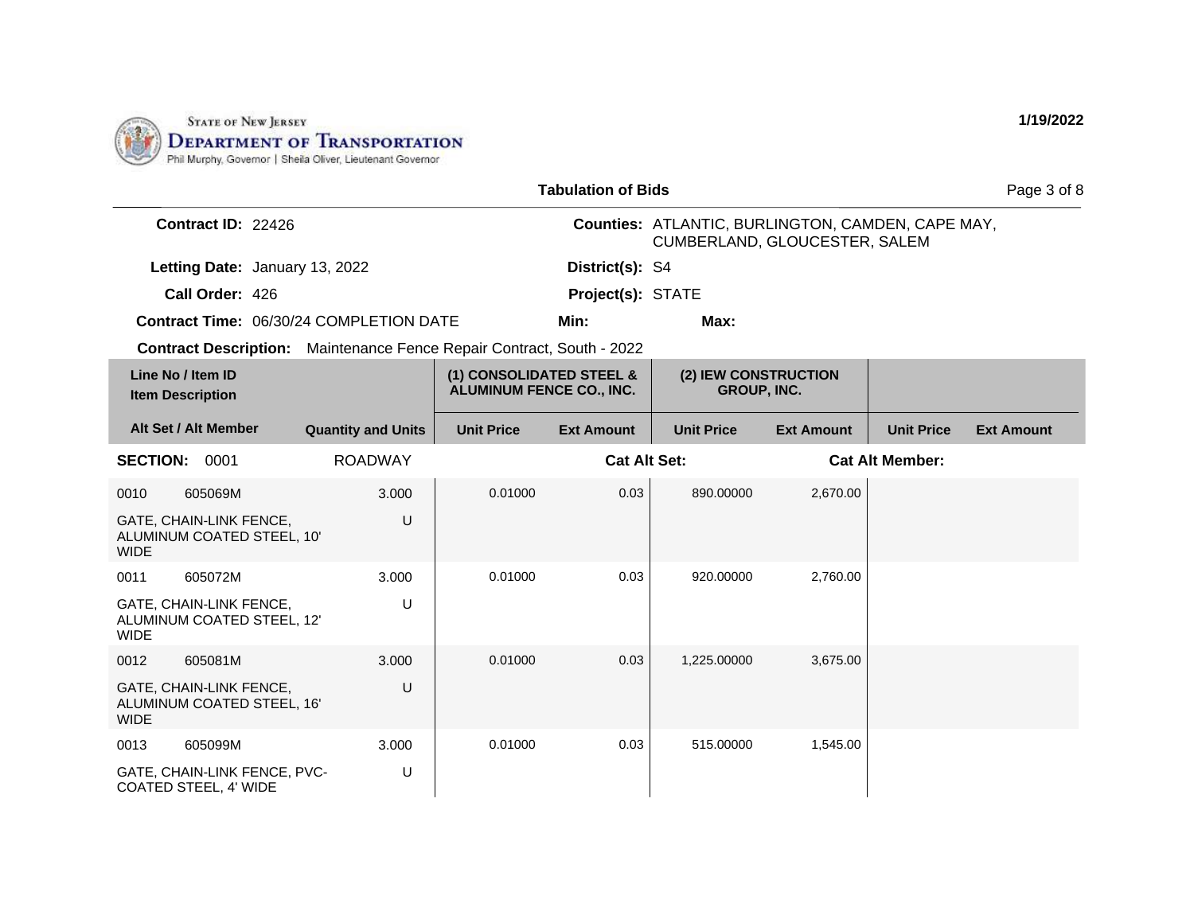STATE OF NEW JERSEY
DEPARTMENT OF TRANSPORTATION
Phil Murphy, Governor | Sheila Oliver, Lieutenant Governor

1/19/2022

## Tabulation of Bids

**Contract ID:** 22426

**Counties:** ATLANTIC, BURLINGTON, CAMDEN, CAPE MAY, CUMBERLAND, GLOUCESTER, SALEM

**Letting Date:** January 13, 2022

**District(s):** S4

**Call Order:** 426

**Project(s):** STATE

**Contract Time:** 06/30/24 COMPLETION DATE

**Min:**

**Max:**

**Contract Description:** Maintenance Fence Repair Contract, South - 2022

| Line No / Item ID / Item Description | | Quantity and Units | (1) CONSOLIDATED STEEL & ALUMINUM FENCE CO., INC. | | (2) IEW CONSTRUCTION GROUP, INC. | | | |
|---|---|---|---|---|---|---|---|---|
| Alt Set / Alt Member | | | Unit Price | Ext Amount | Unit Price | Ext Amount | Unit Price | Ext Amount |
| **SECTION:** 0001 | | ROADWAY | | **Cat Alt Set:** | | **Cat Alt Member:** | | |
| 0010 | 605069M | 3.000 | 0.01000 | 0.03 | 890.00000 | 2,670.00 | | |
| GATE, CHAIN-LINK FENCE, ALUMINUM COATED STEEL, 10' WIDE | | U | | | | | | |
| 0011 | 605072M | 3.000 | 0.01000 | 0.03 | 920.00000 | 2,760.00 | | |
| GATE, CHAIN-LINK FENCE, ALUMINUM COATED STEEL, 12' WIDE | | U | | | | | | |
| 0012 | 605081M | 3.000 | 0.01000 | 0.03 | 1,225.00000 | 3,675.00 | | |
| GATE, CHAIN-LINK FENCE, ALUMINUM COATED STEEL, 16' WIDE | | U | | | | | | |
| 0013 | 605099M | 3.000 | 0.01000 | 0.03 | 515.00000 | 1,545.00 | | |
| GATE, CHAIN-LINK FENCE, PVC-COATED STEEL, 4' WIDE | | U | | | | | | |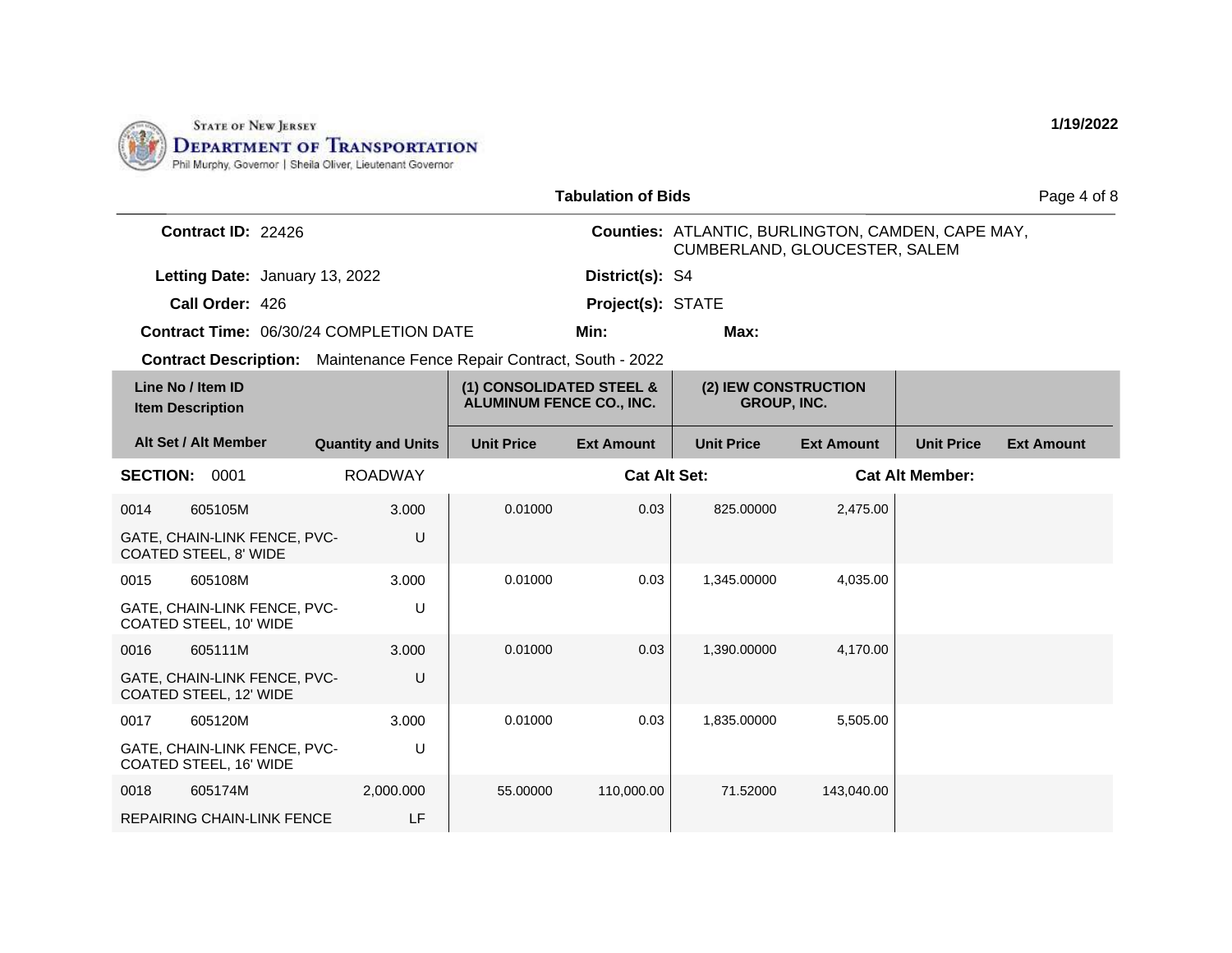STATE OF NEW JERSEY
DEPARTMENT OF TRANSPORTATION
Phil Murphy, Governor | Sheila Oliver, Lieutenant Governor

1/19/2022

## Tabulation of Bids

**Contract ID:** 22426

**Counties:** ATLANTIC, BURLINGTON, CAMDEN, CAPE MAY, CUMBERLAND, GLOUCESTER, SALEM

**Letting Date:** January 13, 2022

**District(s):** S4

**Call Order:** 426

**Project(s):** STATE

**Contract Time:** 06/30/24 COMPLETION DATE

**Min:**

**Max:**

**Contract Description:** Maintenance Fence Repair Contract, South - 2022

| Line No / Item ID | Item Description / Alt Set / Alt Member | Quantity and Units | (1) CONSOLIDATED STEEL & ALUMINUM FENCE CO., INC. Unit Price | (1) Ext Amount | (2) IEW CONSTRUCTION GROUP, INC. Unit Price | (2) Ext Amount | Unit Price | Ext Amount |
|---|---|---|---|---|---|---|---|---|
| **SECTION: 0001** | | ROADWAY | | **Cat Alt Set:** | | **Cat Alt Member:** | | |
| 0014 605105M | GATE, CHAIN-LINK FENCE, PVC-COATED STEEL, 8' WIDE | 3.000 U | 0.01000 | 0.03 | 825.00000 | 2,475.00 | | |
| 0015 605108M | GATE, CHAIN-LINK FENCE, PVC-COATED STEEL, 10' WIDE | 3.000 U | 0.01000 | 0.03 | 1,345.00000 | 4,035.00 | | |
| 0016 605111M | GATE, CHAIN-LINK FENCE, PVC-COATED STEEL, 12' WIDE | 3.000 U | 0.01000 | 0.03 | 1,390.00000 | 4,170.00 | | |
| 0017 605120M | GATE, CHAIN-LINK FENCE, PVC-COATED STEEL, 16' WIDE | 3.000 U | 0.01000 | 0.03 | 1,835.00000 | 5,505.00 | | |
| 0018 605174M | REPAIRING CHAIN-LINK FENCE | 2,000.000 LF | 55.00000 | 110,000.00 | 71.52000 | 143,040.00 | | |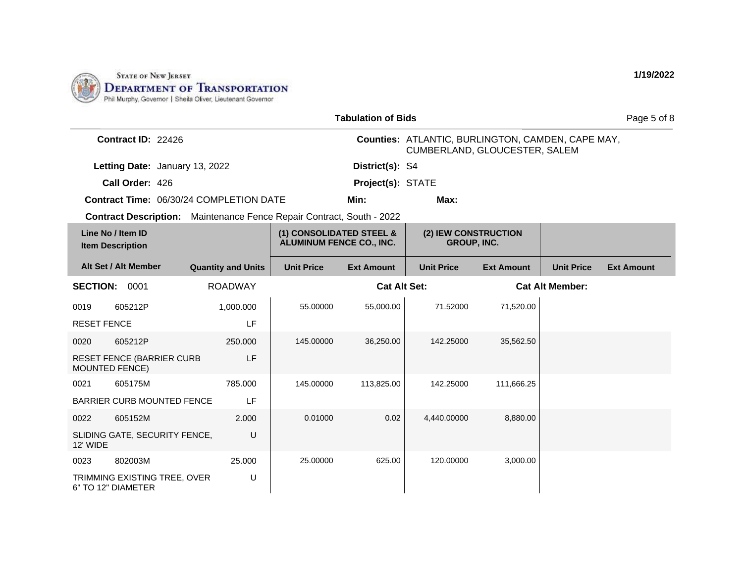State of New Jersey
Department of Transportation
Phil Murphy, Governor | Sheila Oliver, Lieutenant Governor

1/19/2022

**Tabulation of Bids**

**Contract ID:** 22426

**Counties:** ATLANTIC, BURLINGTON, CAMDEN, CAPE MAY, CUMBERLAND, GLOUCESTER, SALEM

**Letting Date:** January 13, 2022

**District(s):** S4

**Call Order:** 426

**Project(s):** STATE

**Contract Time:** 06/30/24 COMPLETION DATE

**Min:**

**Max:**

**Contract Description:** Maintenance Fence Repair Contract, South - 2022

| Line No / Item ID | Item Description / Alt Set / Alt Member | Quantity and Units | (1) CONSOLIDATED STEEL & ALUMINUM FENCE CO., INC. | | (2) IEW CONSTRUCTION GROUP, INC. | | | |
|---|---|---|---|---|---|---|---|---|
| | | | Unit Price | Ext Amount | Unit Price | Ext Amount | Unit Price | Ext Amount |
| **SECTION: 0001** | | ROADWAY | **Cat Alt Set:** | | | **Cat Alt Member:** | | |
| 0019 605212P | RESET FENCE | 1,000.000 LF | 55.00000 | 55,000.00 | 71.52000 | 71,520.00 | | |
| 0020 605212P | RESET FENCE (BARRIER CURB MOUNTED FENCE) | 250.000 LF | 145.00000 | 36,250.00 | 142.25000 | 35,562.50 | | |
| 0021 605175M | BARRIER CURB MOUNTED FENCE | 785.000 LF | 145.00000 | 113,825.00 | 142.25000 | 111,666.25 | | |
| 0022 605152M | SLIDING GATE, SECURITY FENCE, 12' WIDE | 2.000 U | 0.01000 | 0.02 | 4,440.00000 | 8,880.00 | | |
| 0023 802003M | TRIMMING EXISTING TREE, OVER 6" TO 12" DIAMETER | 25.000 U | 25.00000 | 625.00 | 120.00000 | 3,000.00 | | |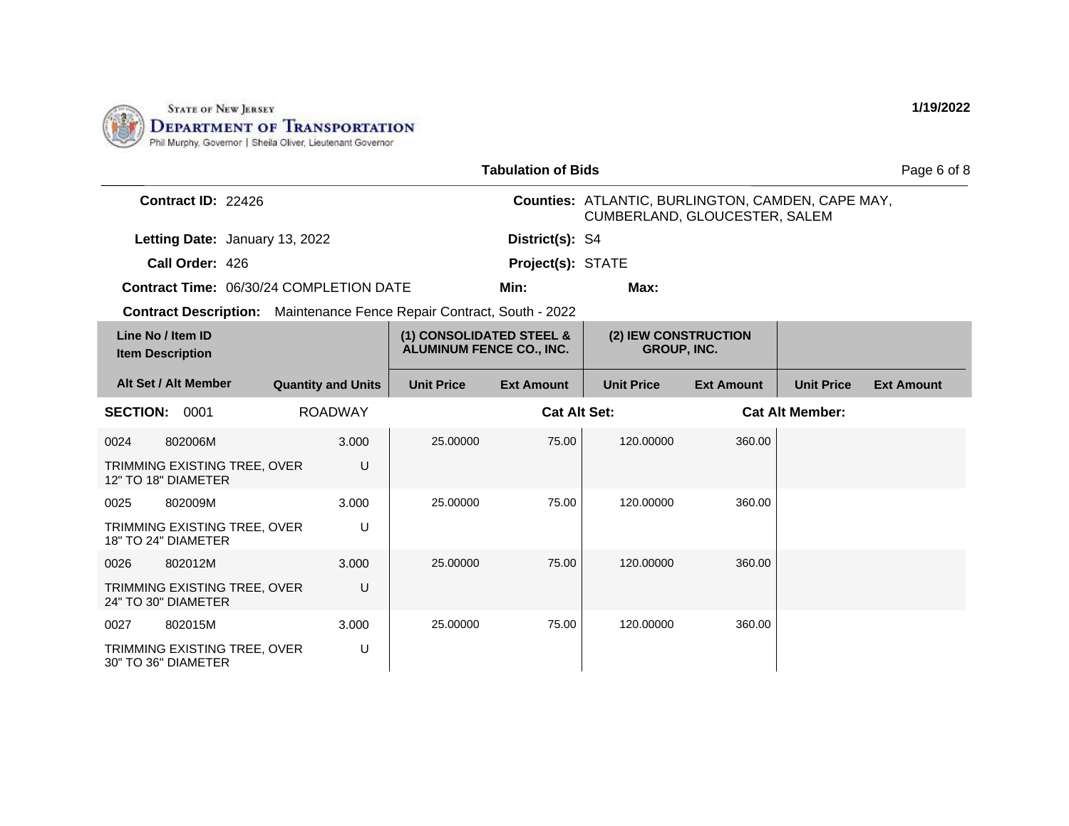State of New Jersey
**Department of Transportation**
Phil Murphy, Governor | Sheila Oliver, Lieutenant Governor

1/19/2022

## Tabulation of Bids

**Contract ID:** 22426

**Counties:** ATLANTIC, BURLINGTON, CAMDEN, CAPE MAY, CUMBERLAND, GLOUCESTER, SALEM

**Letting Date:** January 13, 2022

**District(s):** S4

**Call Order:** 426

**Project(s):** STATE

**Contract Time:** 06/30/24 COMPLETION DATE

**Min:**

**Max:**

**Contract Description:** Maintenance Fence Repair Contract, South - 2022

| Line No / Item ID | Item Description / Alt Set / Alt Member | Quantity and Units | (1) CONSOLIDATED STEEL & ALUMINUM FENCE CO., INC. Unit Price | (1) Ext Amount | (2) IEW CONSTRUCTION GROUP, INC. Unit Price | (2) Ext Amount | Unit Price | Ext Amount |
|---|---|---|---|---|---|---|---|---|
| **SECTION: 0001** | ROADWAY | | **Cat Alt Set:** | | | **Cat Alt Member:** | | |
| 0024 802006M | TRIMMING EXISTING TREE, OVER 12" TO 18" DIAMETER | 3.000 U | 25.00000 | 75.00 | 120.00000 | 360.00 | | |
| 0025 802009M | TRIMMING EXISTING TREE, OVER 18" TO 24" DIAMETER | 3.000 U | 25.00000 | 75.00 | 120.00000 | 360.00 | | |
| 0026 802012M | TRIMMING EXISTING TREE, OVER 24" TO 30" DIAMETER | 3.000 U | 25.00000 | 75.00 | 120.00000 | 360.00 | | |
| 0027 802015M | TRIMMING EXISTING TREE, OVER 30" TO 36" DIAMETER | 3.000 U | 25.00000 | 75.00 | 120.00000 | 360.00 | | |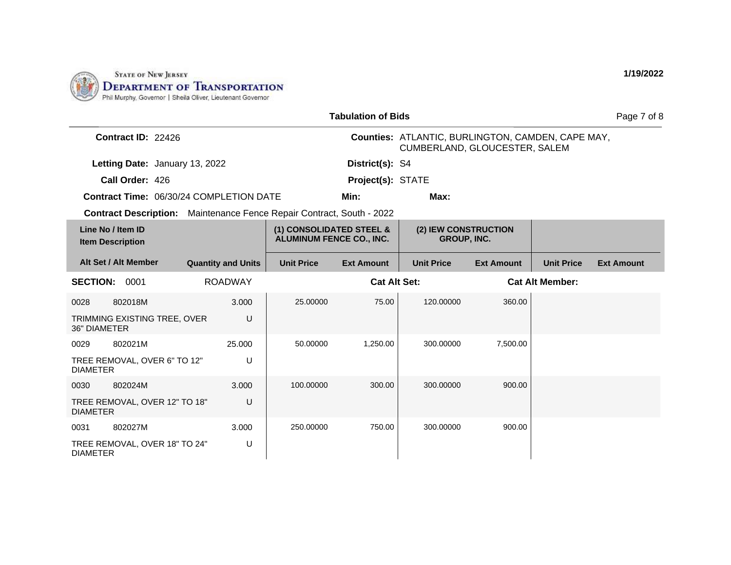STATE OF NEW JERSEY
DEPARTMENT OF TRANSPORTATION
Phil Murphy, Governor | Sheila Oliver, Lieutenant Governor

1/19/2022

## Tabulation of Bids

**Contract ID:** 22426

**Counties:** ATLANTIC, BURLINGTON, CAMDEN, CAPE MAY, CUMBERLAND, GLOUCESTER, SALEM

**Letting Date:** January 13, 2022

**District(s):** S4

**Call Order:** 426

**Project(s):** STATE

**Contract Time:** 06/30/24 COMPLETION DATE

**Min:**

**Max:**

**Contract Description:** Maintenance Fence Repair Contract, South - 2022

| Line No / Item ID / Item Description | Alt Set / Alt Member | Quantity and Units | (1) CONSOLIDATED STEEL & ALUMINUM FENCE CO., INC. Unit Price | (1) Ext Amount | (2) IEW CONSTRUCTION GROUP, INC. Unit Price | (2) Ext Amount | Unit Price | Ext Amount |
|---|---|---|---|---|---|---|---|---|
| **SECTION: 0001 ROADWAY** | | | | **Cat Alt Set:** | | | **Cat Alt Member:** | |
| 0028 802018M TRIMMING EXISTING TREE, OVER 36" DIAMETER | | 3.000 U | 25.00000 | 75.00 | 120.00000 | 360.00 | | |
| 0029 802021M TREE REMOVAL, OVER 6" TO 12" DIAMETER | | 25.000 U | 50.00000 | 1,250.00 | 300.00000 | 7,500.00 | | |
| 0030 802024M TREE REMOVAL, OVER 12" TO 18" DIAMETER | | 3.000 U | 100.00000 | 300.00 | 300.00000 | 900.00 | | |
| 0031 802027M TREE REMOVAL, OVER 18" TO 24" DIAMETER | | 3.000 U | 250.00000 | 750.00 | 300.00000 | 900.00 | | |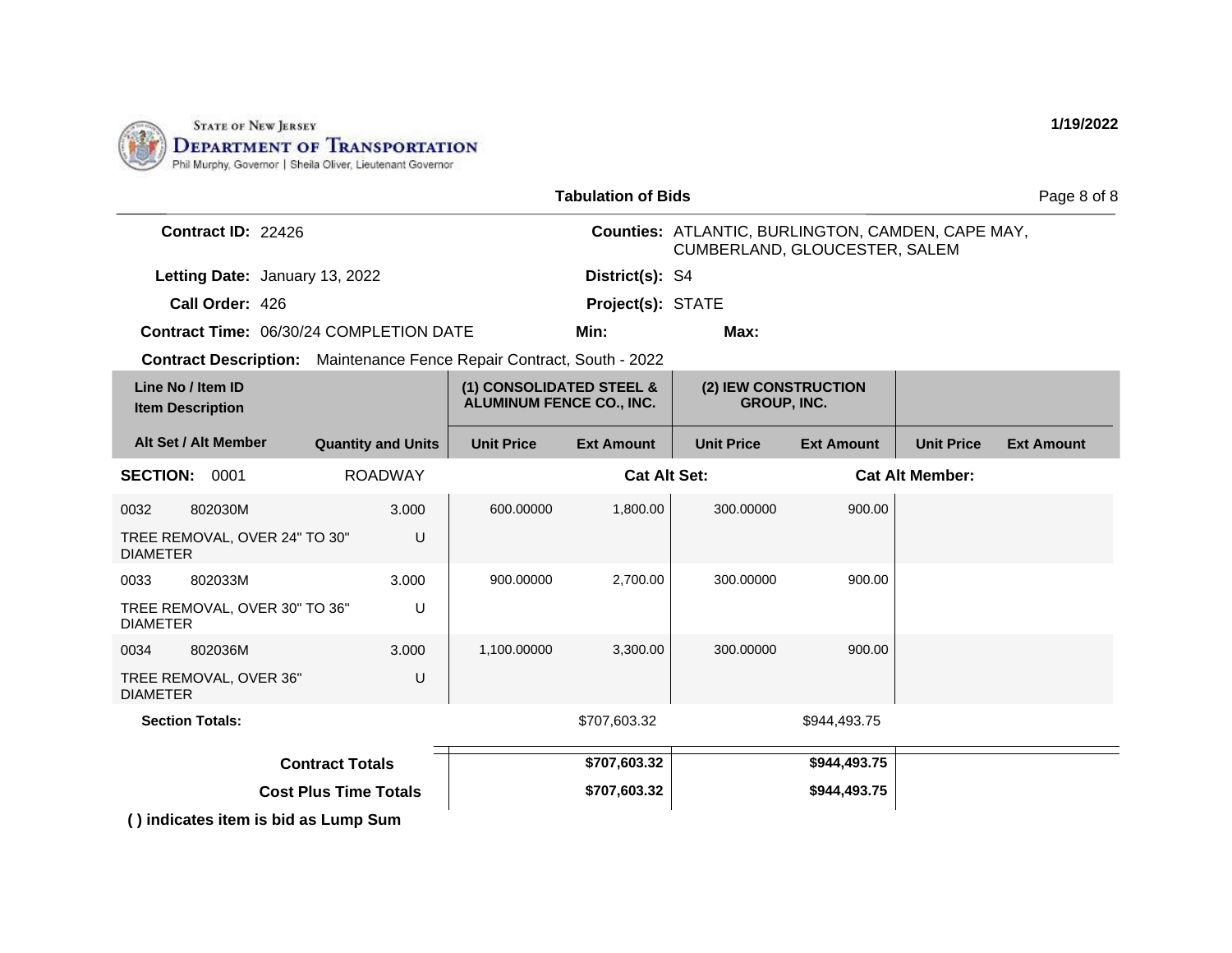STATE OF NEW JERSEY
**DEPARTMENT OF TRANSPORTATION**
Phil Murphy, Governor | Sheila Oliver, Lieutenant Governor

1/19/2022

## Tabulation of Bids

**Contract ID:** 22426
**Counties:** ATLANTIC, BURLINGTON, CAMDEN, CAPE MAY, CUMBERLAND, GLOUCESTER, SALEM
**Letting Date:** January 13, 2022
**District(s):** S4
**Call Order:** 426
**Project(s):** STATE
**Contract Time:** 06/30/24 COMPLETION DATE
**Min:**
**Max:**
**Contract Description:** Maintenance Fence Repair Contract, South - 2022

| Line No / Item ID / Item Description / Alt Set / Alt Member | Quantity and Units | (1) CONSOLIDATED STEEL & ALUMINUM FENCE CO., INC. Unit Price | (1) Ext Amount | (2) IEW CONSTRUCTION GROUP, INC. Unit Price | (2) Ext Amount | Unit Price | Ext Amount |
|---|---|---|---|---|---|---|---|
| **SECTION: 0001** | ROADWAY | | Cat Alt Set: | | Cat Alt Member: | | |
| 0032 802030M TREE REMOVAL, OVER 24" TO 30" DIAMETER | 3.000 U | 600.00000 | 1,800.00 | 300.00000 | 900.00 | | |
| 0033 802033M TREE REMOVAL, OVER 30" TO 36" DIAMETER | 3.000 U | 900.00000 | 2,700.00 | 300.00000 | 900.00 | | |
| 0034 802036M TREE REMOVAL, OVER 36" DIAMETER | 3.000 U | 1,100.00000 | 3,300.00 | 300.00000 | 900.00 | | |
| **Section Totals:** | | | $707,603.32 | | $944,493.75 | | |
| **Contract Totals** | | | **$707,603.32** | | **$944,493.75** | | |
| **Cost Plus Time Totals** | | | **$707,603.32** | | **$944,493.75** | | |

**( ) indicates item is bid as Lump Sum**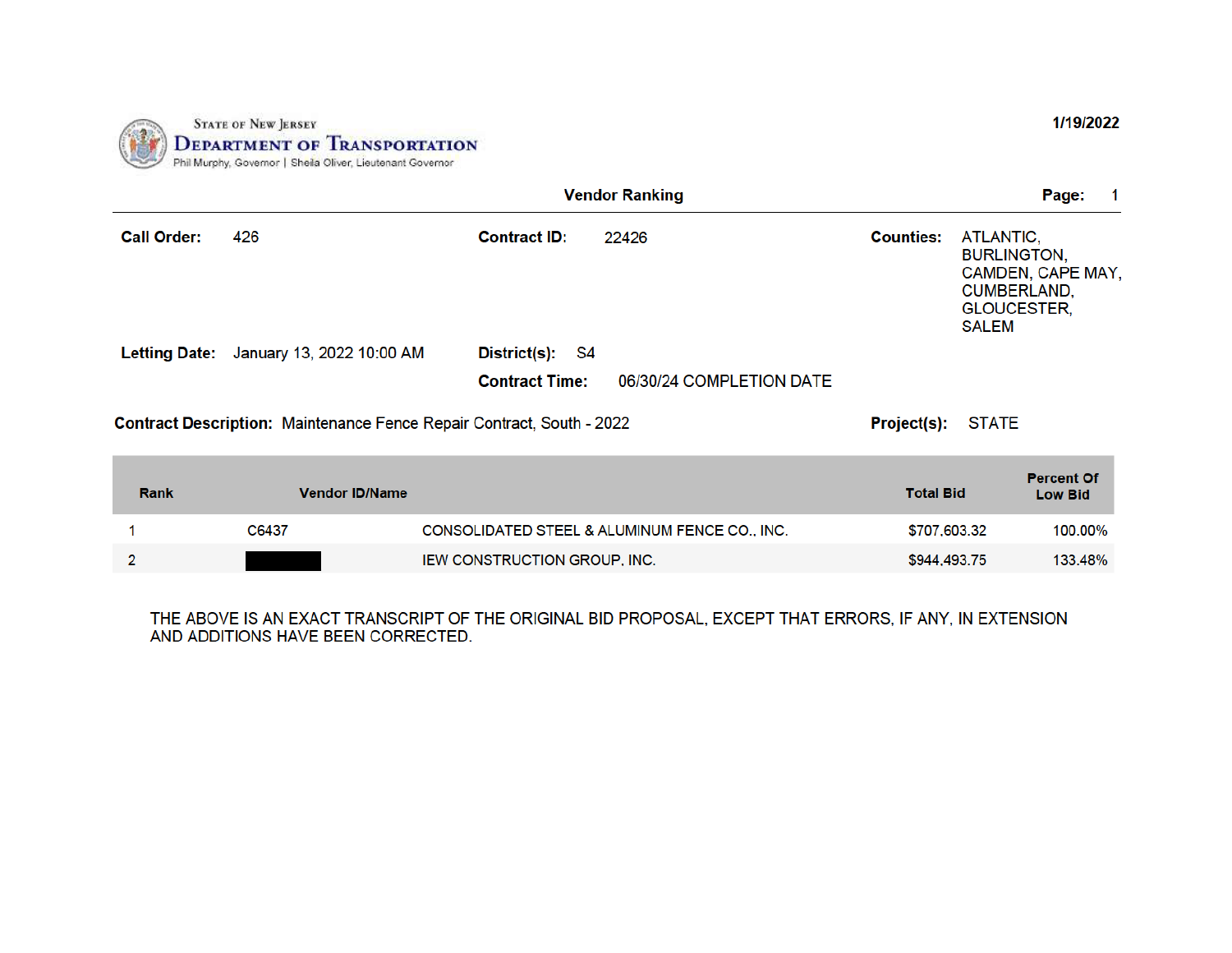State of New Jersey
**Department of Transportation**
Phil Murphy, Governor | Sheila Oliver, Lieutenant Governor

**1/19/2022**

## Vendor Ranking

**Call Order:** 426

**Contract ID:** 22426

**Counties:** ATLANTIC, BURLINGTON, CAMDEN, CAPE MAY, CUMBERLAND, GLOUCESTER, SALEM

**Letting Date:** January 13, 2022 10:00 AM

**District(s):** S4

**Contract Time:** 06/30/24 COMPLETION DATE

**Contract Description:** Maintenance Fence Repair Contract, South - 2022

**Project(s):** STATE

| Rank | Vendor ID/Name | | Total Bid | Percent Of Low Bid |
|---|---|---|---|---|
| 1 | C6437 | CONSOLIDATED STEEL & ALUMINUM FENCE CO., INC. | $707,603.32 | 100.00% |
| 2 | ████ | IEW CONSTRUCTION GROUP, INC. | $944,493.75 | 133.48% |

THE ABOVE IS AN EXACT TRANSCRIPT OF THE ORIGINAL BID PROPOSAL, EXCEPT THAT ERRORS, IF ANY, IN EXTENSION AND ADDITIONS HAVE BEEN CORRECTED.